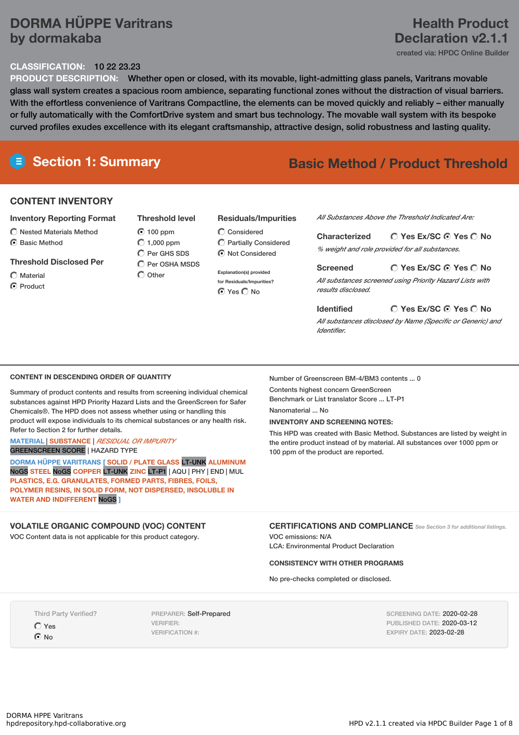# DORMA HÜPPE Varitrans by dormakaba

# Health Product Declaration v2.1.1

created via: HPDC Online Builder

**CLASSIFICATION:** 10 22 23.23

**PRODUCT DESCRIPTION:** Whether open or closed, with its movable, light-admitting glass panels, Varitrans movable glass wall system creates a spacious room ambience, separating functional zones without the distraction of visual barriers. With the effortless convenience of Varitrans Compactline, the elements can be moved quickly and reliably – either manually or fully automatically with the ComfortDrive system and smart bus technology. The movable wall system with its bespoke curved profiles exudes excellence with its elegant craftsmanship, attractive design, solid robustness and lasting quality.

## Section 1: Summary

**Basic Method / Product Threshold**

### CONTENT INVENTORY

**Inventory Reporting Format**

- ○ Nested Materials Method
- ◉ Basic Method

**Threshold Disclosed Per**

- ○ Material
- ◉ Product

**Threshold level**

- ◉ 100 ppm
- ○ 1,000 ppm
- ○ Per GHS SDS
- ○ Per OSHA MSDS
- ○ Other

**Residuals/Impurities**

- ○ Considered
- ○ Partially Considered
- ◉ Not Considered

Explanation(s) provided for Residuals/Impurities?

◉ Yes ○ No

*All Substances Above the Threshold Indicated Are:*

**Characterized** ○ Yes Ex/SC ◉ Yes ○ No

*% weight and role provided for all substances.*

**Screened** ○ Yes Ex/SC ◉ Yes ○ No

*All substances screened using Priority Hazard Lists with results disclosed.*

**Identified** ○ Yes Ex/SC ◉ Yes ○ No

*All substances disclosed by Name (Specific or Generic) and Identifier.*

### CONTENT IN DESCENDING ORDER OF QUANTITY

Summary of product contents and results from screening individual chemical substances against HPD Priority Hazard Lists and the GreenScreen for Safer Chemicals®. The HPD does not assess whether using or handling this product will expose individuals to its chemical substances or any health risk. Refer to Section 2 for further details.

MATERIAL | SUBSTANCE | *RESIDUAL OR IMPURITY*
GREENSCREEN SCORE | HAZARD TYPE

**DORMA HÜPPE VARITRANS [ SOLID / PLATE GLASS** LT-UNK **ALUMINUM** NoGS **STEEL** NoGS **COPPER** LT-UNK **ZINC** LT-P1 | AQU | PHY | END | MUL **PLASTICS, E.G. GRANULATES, FORMED PARTS, FIBRES, FOILS, POLYMER RESINS, IN SOLID FORM, NOT DISPERSED, INSOLUBLE IN WATER AND INDIFFERENT** NoGS **]**

Number of Greenscreen BM-4/BM3 contents ... 0

Contents highest concern GreenScreen Benchmark or List translator Score ... LT-P1

Nanomaterial ... No

**INVENTORY AND SCREENING NOTES:**

This HPD was created with Basic Method. Substances are listed by weight in the entire product instead of by material. All substances over 1000 ppm or 100 ppm of the product are reported.

### VOLATILE ORGANIC COMPOUND (VOC) CONTENT

VOC Content data is not applicable for this product category.

### CERTIFICATIONS AND COMPLIANCE

*See Section 3 for additional listings.*

VOC emissions: N/A

LCA: Environmental Product Declaration

**CONSISTENCY WITH OTHER PROGRAMS**

No pre-checks completed or disclosed.

Third Party Verified?

- ○ Yes
- ◉ No

PREPARER: Self-Prepared
VERIFIER:
VERIFICATION #:

SCREENING DATE: 2020-02-28
PUBLISHED DATE: 2020-03-12
EXPIRY DATE: 2023-02-28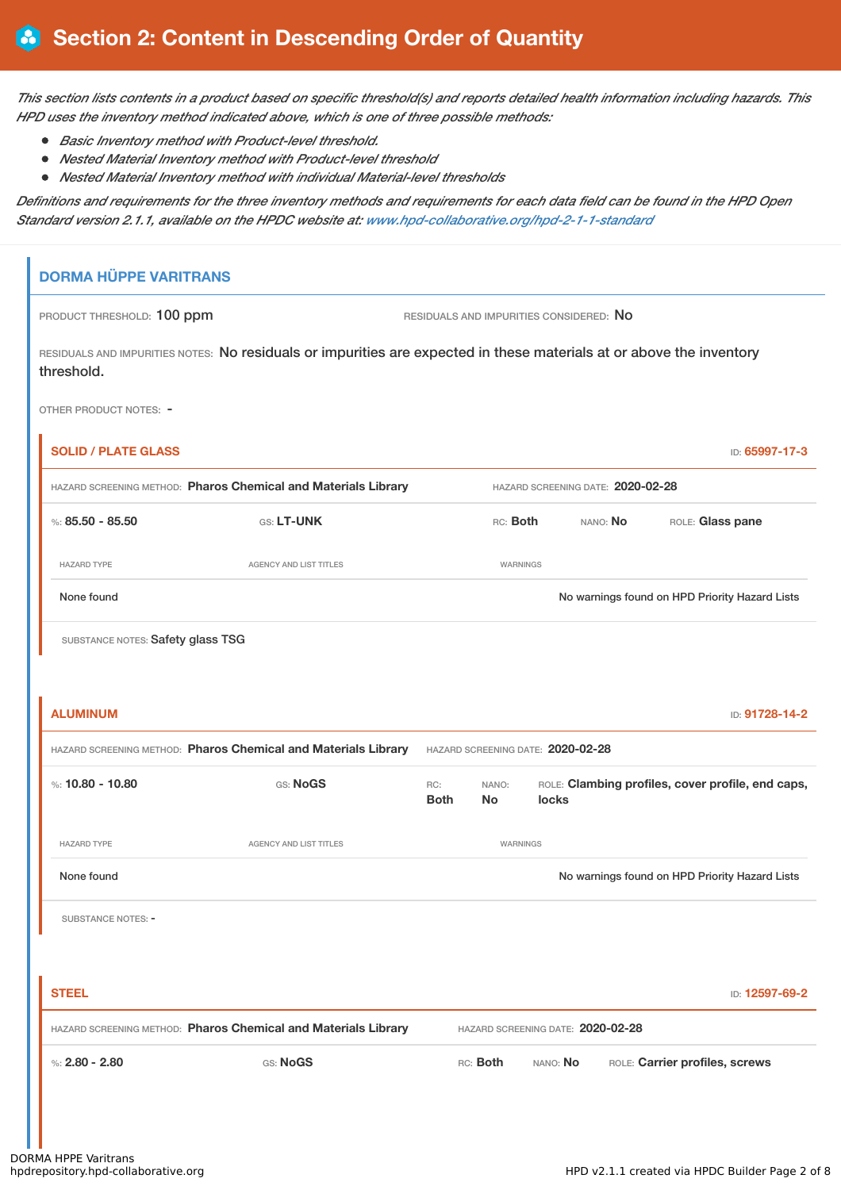# Section 2: Content in Descending Order of Quantity

*This section lists contents in a product based on specific threshold(s) and reports detailed health information including hazards. This HPD uses the inventory method indicated above, which is one of three possible methods:*

- *Basic Inventory method with Product-level threshold.*
- *Nested Material Inventory method with Product-level threshold*
- *Nested Material Inventory method with individual Material-level thresholds*

*Definitions and requirements for the three inventory methods and requirements for each data field can be found in the HPD Open Standard version 2.1.1, available on the HPDC website at: www.hpd-collaborative.org/hpd-2-1-1-standard*

## DORMA HÜPPE VARITRANS

PRODUCT THRESHOLD: 100 ppm

RESIDUALS AND IMPURITIES CONSIDERED: No

RESIDUALS AND IMPURITIES NOTES: No residuals or impurities are expected in these materials at or above the inventory threshold.

OTHER PRODUCT NOTES: -

### SOLID / PLATE GLASS

ID: 65997-17-3

HAZARD SCREENING METHOD: **Pharos Chemical and Materials Library**

HAZARD SCREENING DATE: **2020-02-28**

%: **85.50 - 85.50** GS: **LT-UNK** RC: **Both** NANO: **No** ROLE: **Glass pane**

| HAZARD TYPE | AGENCY AND LIST TITLES | WARNINGS |
|---|---|---|
| None found | | No warnings found on HPD Priority Hazard Lists |

SUBSTANCE NOTES: Safety glass TSG

### ALUMINUM

ID: 91728-14-2

HAZARD SCREENING METHOD: **Pharos Chemical and Materials Library**

HAZARD SCREENING DATE: **2020-02-28**

%: **10.80 - 10.80** GS: **NoGS** RC: **Both** NANO: **No** ROLE: **Clambing profiles, cover profile, end caps, locks**

| HAZARD TYPE | AGENCY AND LIST TITLES | WARNINGS |
|---|---|---|
| None found | | No warnings found on HPD Priority Hazard Lists |

SUBSTANCE NOTES: -

### STEEL

ID: 12597-69-2

HAZARD SCREENING METHOD: **Pharos Chemical and Materials Library**

HAZARD SCREENING DATE: **2020-02-28**

%: **2.80 - 2.80** GS: **NoGS** RC: **Both** NANO: **No** ROLE: **Carrier profiles, screws**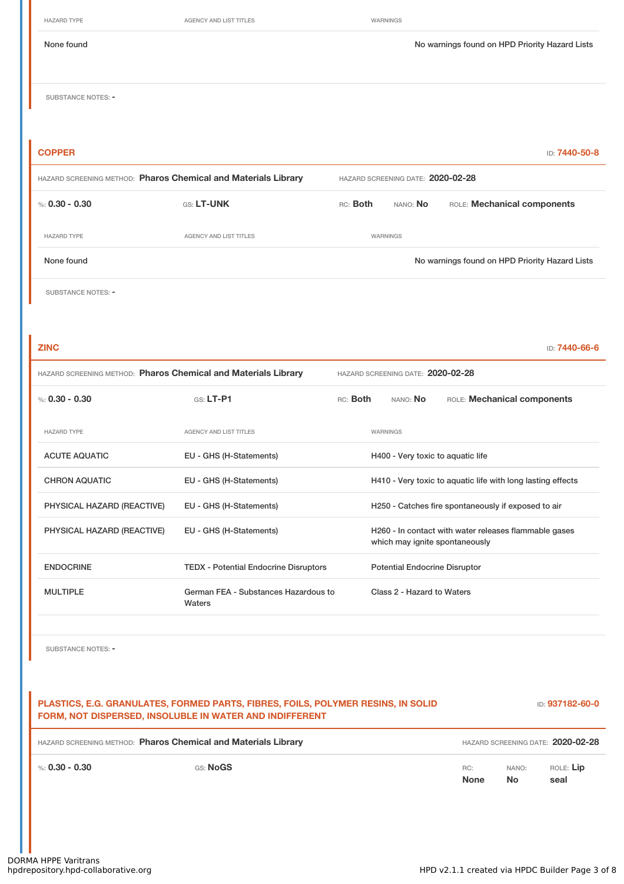| HAZARD TYPE | AGENCY AND LIST TITLES | WARNINGS |
|---|---|---|
| None found | | No warnings found on HPD Priority Hazard Lists |

SUBSTANCE NOTES: -

## COPPER

ID: 7440-50-8

HAZARD SCREENING METHOD: **Pharos Chemical and Materials Library** HAZARD SCREENING DATE: **2020-02-28**

%: **0.30 - 0.30** GS: **LT-UNK** RC: **Both** NANO: **No** ROLE: **Mechanical components**

| HAZARD TYPE | AGENCY AND LIST TITLES | WARNINGS |
|---|---|---|
| None found | | No warnings found on HPD Priority Hazard Lists |

SUBSTANCE NOTES: -

## ZINC

ID: 7440-66-6

HAZARD SCREENING METHOD: **Pharos Chemical and Materials Library** HAZARD SCREENING DATE: **2020-02-28**

%: **0.30 - 0.30** GS: **LT-P1** RC: **Both** NANO: **No** ROLE: **Mechanical components**

| HAZARD TYPE | AGENCY AND LIST TITLES | WARNINGS |
|---|---|---|
| ACUTE AQUATIC | EU - GHS (H-Statements) | H400 - Very toxic to aquatic life |
| CHRON AQUATIC | EU - GHS (H-Statements) | H410 - Very toxic to aquatic life with long lasting effects |
| PHYSICAL HAZARD (REACTIVE) | EU - GHS (H-Statements) | H250 - Catches fire spontaneously if exposed to air |
| PHYSICAL HAZARD (REACTIVE) | EU - GHS (H-Statements) | H260 - In contact with water releases flammable gases which may ignite spontaneously |
| ENDOCRINE | TEDX - Potential Endocrine Disruptors | Potential Endocrine Disruptor |
| MULTIPLE | German FEA - Substances Hazardous to Waters | Class 2 - Hazard to Waters |

SUBSTANCE NOTES: -

## PLASTICS, E.G. GRANULATES, FORMED PARTS, FIBRES, FOILS, POLYMER RESINS, IN SOLID FORM, NOT DISPERSED, INSOLUBLE IN WATER AND INDIFFERENT

ID: 937182-60-0

HAZARD SCREENING METHOD: **Pharos Chemical and Materials Library** HAZARD SCREENING DATE: **2020-02-28**

%: **0.30 - 0.30** GS: **NoGS** RC: **None** NANO: **No** ROLE: **Lip seal**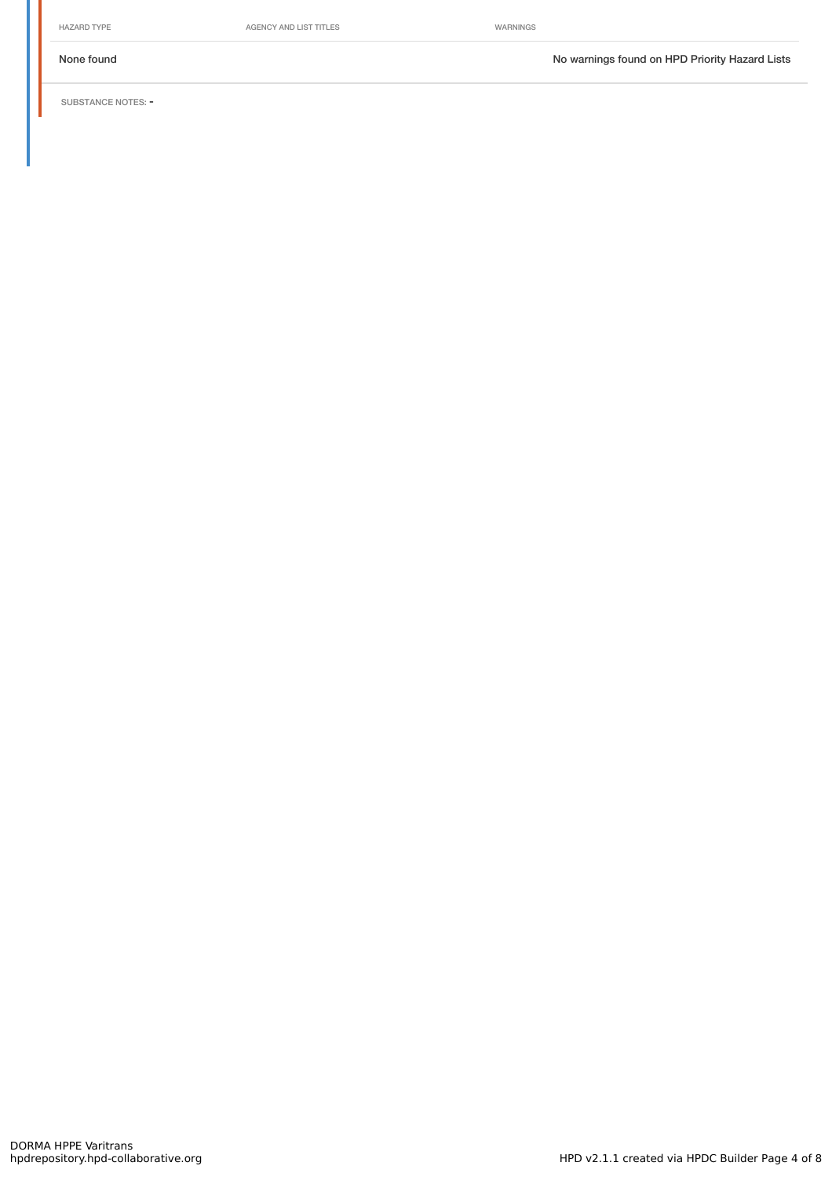| HAZARD TYPE | AGENCY AND LIST TITLES | WARNINGS |
| --- | --- | --- |
| None found | | No warnings found on HPD Priority Hazard Lists |

SUBSTANCE NOTES: -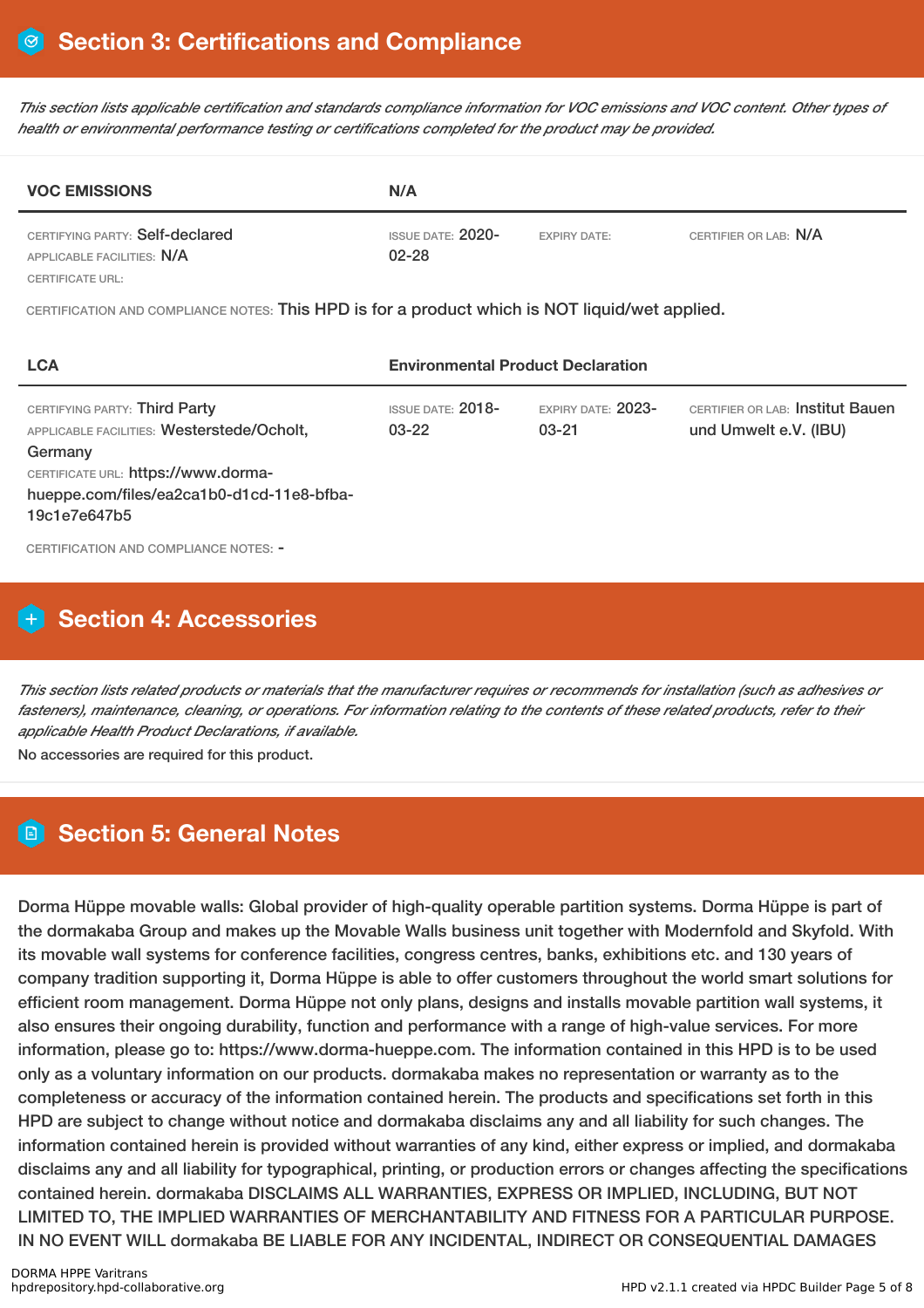## Section 3: Certifications and Compliance

*This section lists applicable certification and standards compliance information for VOC emissions and VOC content. Other types of health or environmental performance testing or certifications completed for the product may be provided.*

| VOC EMISSIONS | N/A | | |
|---|---|---|---|
| CERTIFYING PARTY: Self-declared<br>APPLICABLE FACILITIES: N/A<br>CERTIFICATE URL: | ISSUE DATE: 2020-02-28 | EXPIRY DATE: | CERTIFIER OR LAB: N/A |

CERTIFICATION AND COMPLIANCE NOTES: This HPD is for a product which is NOT liquid/wet applied.

| LCA | Environmental Product Declaration | | |
|---|---|---|---|
| CERTIFYING PARTY: Third Party<br>APPLICABLE FACILITIES: Westerstede/Ocholt, Germany<br>CERTIFICATE URL: https://www.dorma-hueppe.com/files/ea2ca1b0-d1cd-11e8-bfba-19c1e7e647b5 | ISSUE DATE: 2018-03-22 | EXPIRY DATE: 2023-03-21 | CERTIFIER OR LAB: Institut Bauen und Umwelt e.V. (IBU) |

CERTIFICATION AND COMPLIANCE NOTES: -

## Section 4: Accessories

*This section lists related products or materials that the manufacturer requires or recommends for installation (such as adhesives or fasteners), maintenance, cleaning, or operations. For information relating to the contents of these related products, refer to their applicable Health Product Declarations, if available.*

No accessories are required for this product.

## Section 5: General Notes

Dorma Hüppe movable walls: Global provider of high-quality operable partition systems. Dorma Hüppe is part of the dormakaba Group and makes up the Movable Walls business unit together with Modernfold and Skyfold. With its movable wall systems for conference facilities, congress centres, banks, exhibitions etc. and 130 years of company tradition supporting it, Dorma Hüppe is able to offer customers throughout the world smart solutions for efficient room management. Dorma Hüppe not only plans, designs and installs movable partition wall systems, it also ensures their ongoing durability, function and performance with a range of high-value services. For more information, please go to: https://www.dorma-hueppe.com. The information contained in this HPD is to be used only as a voluntary information on our products. dormakaba makes no representation or warranty as to the completeness or accuracy of the information contained herein. The products and specifications set forth in this HPD are subject to change without notice and dormakaba disclaims any and all liability for such changes. The information contained herein is provided without warranties of any kind, either express or implied, and dormakaba disclaims any and all liability for typographical, printing, or production errors or changes affecting the specifications contained herein. dormakaba DISCLAIMS ALL WARRANTIES, EXPRESS OR IMPLIED, INCLUDING, BUT NOT LIMITED TO, THE IMPLIED WARRANTIES OF MERCHANTABILITY AND FITNESS FOR A PARTICULAR PURPOSE. IN NO EVENT WILL dormakaba BE LIABLE FOR ANY INCIDENTAL, INDIRECT OR CONSEQUENTIAL DAMAGES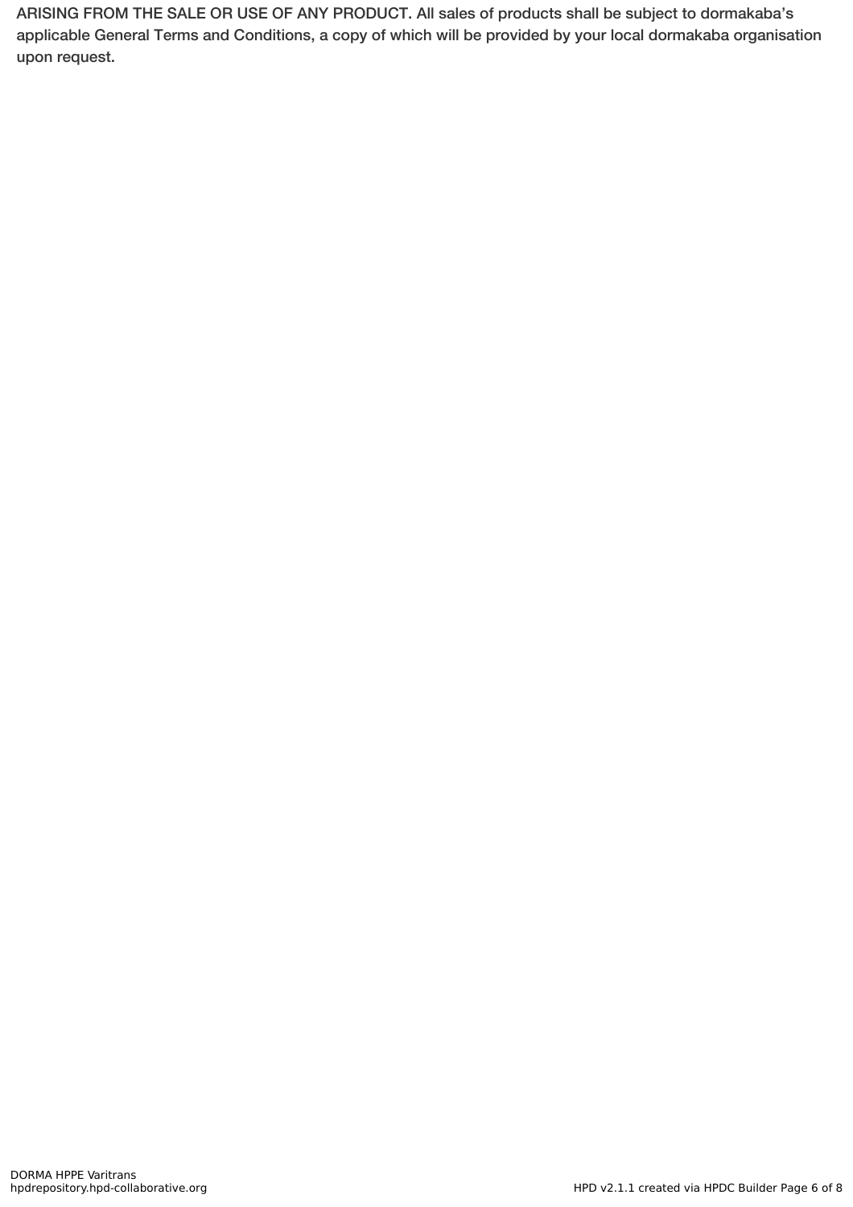ARISING FROM THE SALE OR USE OF ANY PRODUCT. All sales of products shall be subject to dormakaba's applicable General Terms and Conditions, a copy of which will be provided by your local dormakaba organisation upon request.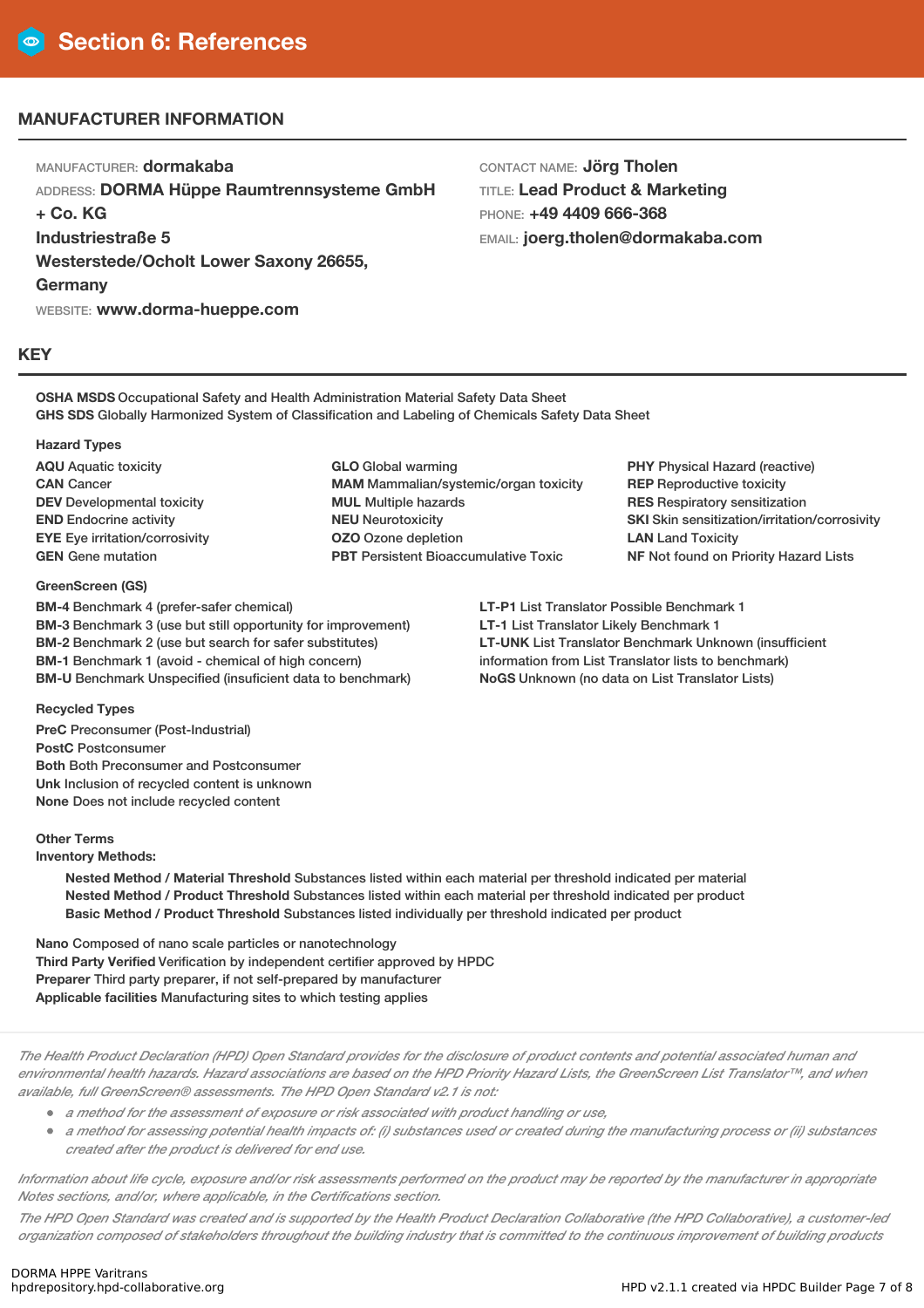# Section 6: References

## MANUFACTURER INFORMATION

MANUFACTURER: **dormakaba**
ADDRESS: **DORMA Hüppe Raumtrennsysteme GmbH + Co. KG**
**Industriestraße 5**
**Westerstede/Ocholt Lower Saxony 26655, Germany**
WEBSITE: **www.dorma-hueppe.com**

CONTACT NAME: **Jörg Tholen**
TITLE: **Lead Product & Marketing**
PHONE: **+49 4409 666-368**
EMAIL: **joerg.tholen@dormakaba.com**

## KEY

**OSHA MSDS** Occupational Safety and Health Administration Material Safety Data Sheet
**GHS SDS** Globally Harmonized System of Classification and Labeling of Chemicals Safety Data Sheet

**Hazard Types**

**AQU** Aquatic toxicity
**CAN** Cancer
**DEV** Developmental toxicity
**END** Endocrine activity
**EYE** Eye irritation/corrosivity
**GEN** Gene mutation
**GLO** Global warming
**MAM** Mammalian/systemic/organ toxicity
**MUL** Multiple hazards
**NEU** Neurotoxicity
**OZO** Ozone depletion
**PBT** Persistent Bioaccumulative Toxic
**PHY** Physical Hazard (reactive)
**REP** Reproductive toxicity
**RES** Respiratory sensitization
**SKI** Skin sensitization/irritation/corrosivity
**LAN** Land Toxicity
**NF** Not found on Priority Hazard Lists

**GreenScreen (GS)**

**BM-4** Benchmark 4 (prefer-safer chemical)
**BM-3** Benchmark 3 (use but still opportunity for improvement)
**BM-2** Benchmark 2 (use but search for safer substitutes)
**BM-1** Benchmark 1 (avoid - chemical of high concern)
**BM-U** Benchmark Unspecified (insuficient data to benchmark)
**LT-P1** List Translator Possible Benchmark 1
**LT-1** List Translator Likely Benchmark 1
**LT-UNK** List Translator Benchmark Unknown (insufficient information from List Translator lists to benchmark)
**NoGS** Unknown (no data on List Translator Lists)

**Recycled Types**

**PreC** Preconsumer (Post-Industrial)
**PostC** Postconsumer
**Both** Both Preconsumer and Postconsumer
**Unk** Inclusion of recycled content is unknown
**None** Does not include recycled content

**Other Terms**
**Inventory Methods:**

- **Nested Method / Material Threshold** Substances listed within each material per threshold indicated per material
- **Nested Method / Product Threshold** Substances listed within each material per threshold indicated per product
- **Basic Method / Product Threshold** Substances listed individually per threshold indicated per product

**Nano** Composed of nano scale particles or nanotechnology
**Third Party Verified** Verification by independent certifier approved by HPDC
**Preparer** Third party preparer, if not self-prepared by manufacturer
**Applicable facilities** Manufacturing sites to which testing applies

*The Health Product Declaration (HPD) Open Standard provides for the disclosure of product contents and potential associated human and environmental health hazards. Hazard associations are based on the HPD Priority Hazard Lists, the GreenScreen List Translator™, and when available, full GreenScreen® assessments. The HPD Open Standard v2.1 is not:*

- *a method for the assessment of exposure or risk associated with product handling or use,*
- *a method for assessing potential health impacts of: (i) substances used or created during the manufacturing process or (ii) substances created after the product is delivered for end use.*

*Information about life cycle, exposure and/or risk assessments performed on the product may be reported by the manufacturer in appropriate Notes sections, and/or, where applicable, in the Certifications section.*

*The HPD Open Standard was created and is supported by the Health Product Declaration Collaborative (the HPD Collaborative), a customer-led organization composed of stakeholders throughout the building industry that is committed to the continuous improvement of building products*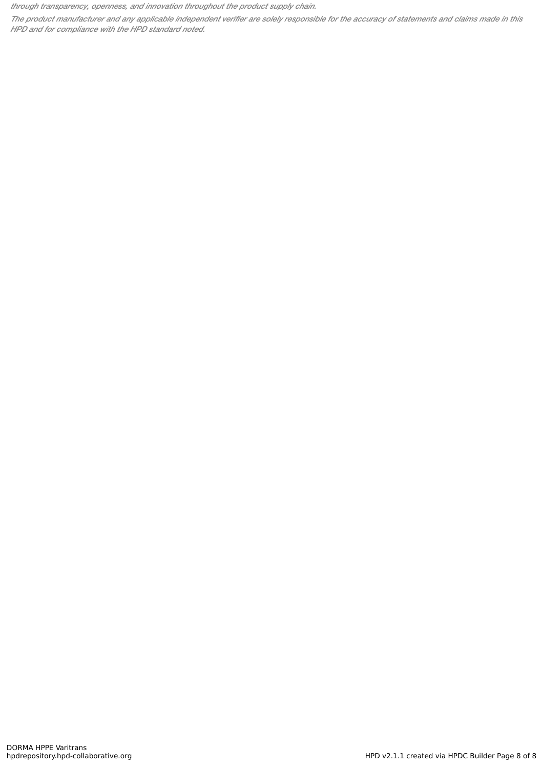*through transparency, openness, and innovation throughout the product supply chain.*

*The product manufacturer and any applicable independent verifier are solely responsible for the accuracy of statements and claims made in this HPD and for compliance with the HPD standard noted.*